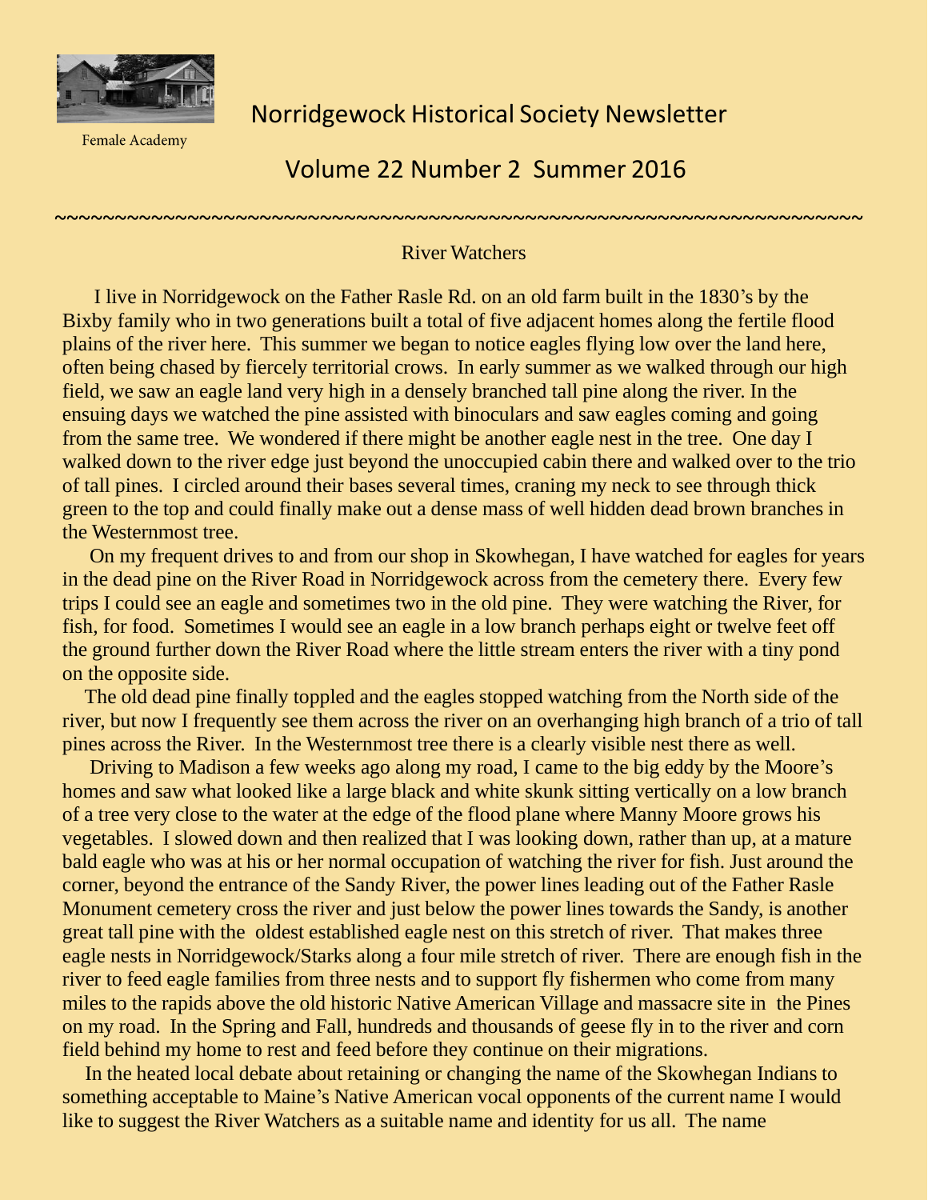Female Academy

# Norridgewock Historical Society Newsletter

## Volume 22 Number 2 Summer 2016

~~~~~~~~~~~~~~~~~~~~~~~~~~~~~~~~~~~~~~~~~~~~~~~~~~~~~~~~~~~~~~~~~~~~~~~~~~~~~~~~

### River Watchers

I live in Norridgewock on the Father Rasle Rd. on an old farm built in the 1830's by the Bixby family who in two generations built a total of five adjacent homes along the fertile flood plains of the river here. This summer we began to notice eagles flying low over the land here, often being chased by fiercely territorial crows. In early summer as we walked through our high field, we saw an eagle land very high in a densely branched tall pine along the river. In the ensuing days we watched the pine assisted with binoculars and saw eagles coming and going from the same tree. We wondered if there might be another eagle nest in the tree. One day I walked down to the river edge just beyond the unoccupied cabin there and walked over to the trio of tall pines. I circled around their bases several times, craning my neck to see through thick green to the top and could finally make out a dense mass of well hidden dead brown branches in the Westernmost tree.

On my frequent drives to and from our shop in Skowhegan, I have watched for eagles for years in the dead pine on the River Road in Norridgewock across from the cemetery there. Every few trips I could see an eagle and sometimes two in the old pine. They were watching the River, for fish, for food. Sometimes I would see an eagle in a low branch perhaps eight or twelve feet off the ground further down the River Road where the little stream enters the river with a tiny pond on the opposite side.

The old dead pine finally toppled and the eagles stopped watching from the North side of the river, but now I frequently see them across the river on an overhanging high branch of a trio of tall pines across the River. In the Westernmost tree there is a clearly visible nest there as well.

Driving to Madison a few weeks ago along my road, I came to the big eddy by the Moore's homes and saw what looked like a large black and white skunk sitting vertically on a low branch of a tree very close to the water at the edge of the flood plane where Manny Moore grows his vegetables. I slowed down and then realized that I was looking down, rather than up, at a mature bald eagle who was at his or her normal occupation of watching the river for fish. Just around the corner, beyond the entrance of the Sandy River, the power lines leading out of the Father Rasle Monument cemetery cross the river and just below the power lines towards the Sandy, is another great tall pine with the oldest established eagle nest on this stretch of river. That makes three eagle nests in Norridgewock/Starks along a four mile stretch of river. There are enough fish in the river to feed eagle families from three nests and to support fly fishermen who come from many miles to the rapids above the old historic Native American Village and massacre site in the Pines on my road. In the Spring and Fall, hundreds and thousands of geese fly in to the river and corn field behind my home to rest and feed before they continue on their migrations.

In the heated local debate about retaining or changing the name of the Skowhegan Indians to something acceptable to Maine's Native American vocal opponents of the current name I would like to suggest the River Watchers as a suitable name and identity for us all. The name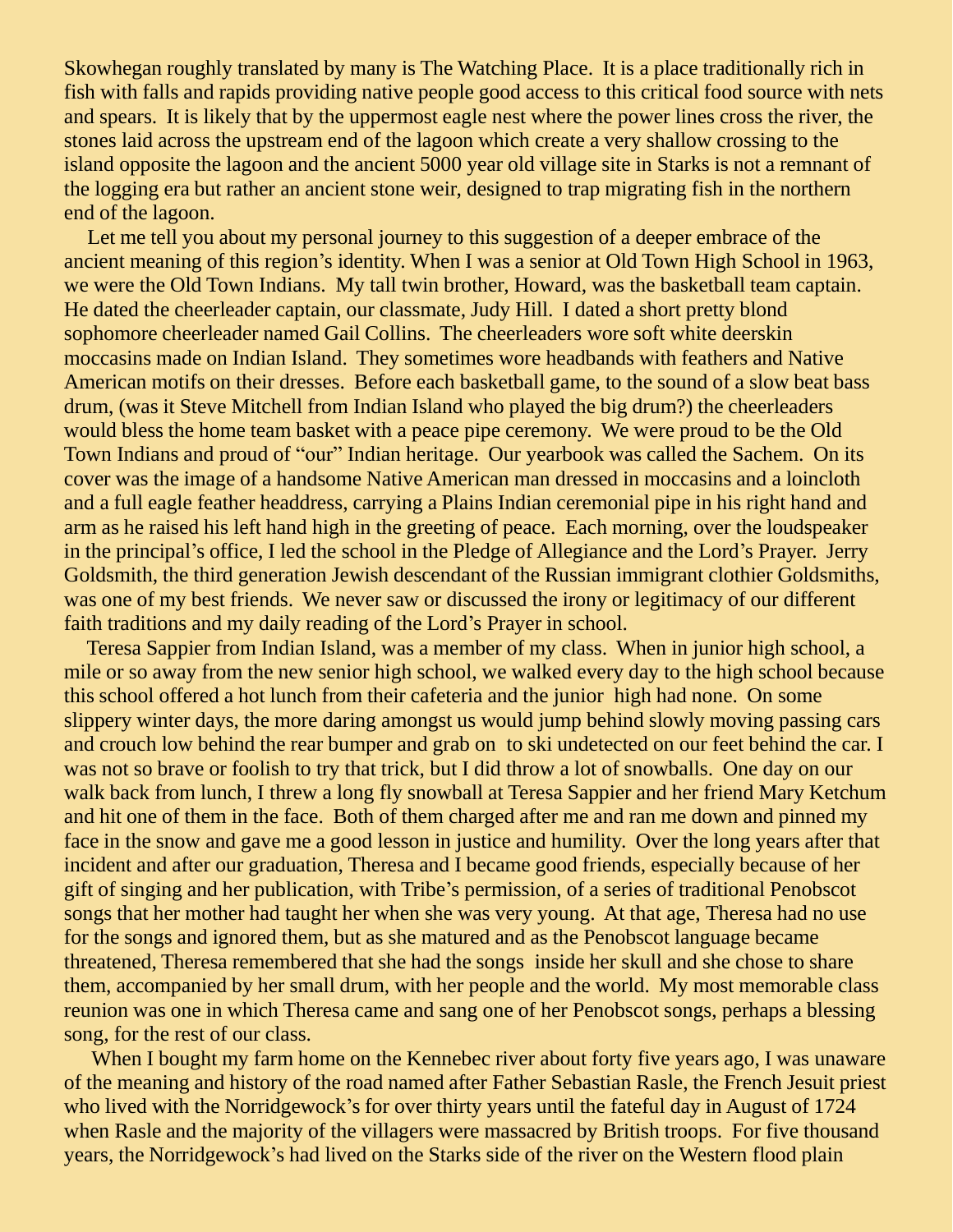Skowhegan roughly translated by many is The Watching Place. It is a place traditionally rich in fish with falls and rapids providing native people good access to this critical food source with nets and spears. It is likely that by the uppermost eagle nest where the power lines cross the river, the stones laid across the upstream end of the lagoon which create a very shallow crossing to the island opposite the lagoon and the ancient 5000 year old village site in Starks is not a remnant of the logging era but rather an ancient stone weir, designed to trap migrating fish in the northern end of the lagoon.

Let me tell you about my personal journey to this suggestion of a deeper embrace of the ancient meaning of this region's identity. When I was a senior at Old Town High School in 1963, we were the Old Town Indians. My tall twin brother, Howard, was the basketball team captain. He dated the cheerleader captain, our classmate, Judy Hill. I dated a short pretty blond sophomore cheerleader named Gail Collins. The cheerleaders wore soft white deerskin moccasins made on Indian Island. They sometimes wore headbands with feathers and Native American motifs on their dresses. Before each basketball game, to the sound of a slow beat bass drum, (was it Steve Mitchell from Indian Island who played the big drum?) the cheerleaders would bless the home team basket with a peace pipe ceremony. We were proud to be the Old Town Indians and proud of "our" Indian heritage. Our yearbook was called the Sachem. On its cover was the image of a handsome Native American man dressed in moccasins and a loincloth and a full eagle feather headdress, carrying a Plains Indian ceremonial pipe in his right hand and arm as he raised his left hand high in the greeting of peace. Each morning, over the loudspeaker in the principal's office, I led the school in the Pledge of Allegiance and the Lord's Prayer. Jerry Goldsmith, the third generation Jewish descendant of the Russian immigrant clothier Goldsmiths, was one of my best friends. We never saw or discussed the irony or legitimacy of our different faith traditions and my daily reading of the Lord's Prayer in school.

Teresa Sappier from Indian Island, was a member of my class. When in junior high school, a mile or so away from the new senior high school, we walked every day to the high school because this school offered a hot lunch from their cafeteria and the junior high had none. On some slippery winter days, the more daring amongst us would jump behind slowly moving passing cars and crouch low behind the rear bumper and grab on to ski undetected on our feet behind the car. I was not so brave or foolish to try that trick, but I did throw a lot of snowballs. One day on our walk back from lunch, I threw a long fly snowball at Teresa Sappier and her friend Mary Ketchum and hit one of them in the face. Both of them charged after me and ran me down and pinned my face in the snow and gave me a good lesson in justice and humility. Over the long years after that incident and after our graduation, Theresa and I became good friends, especially because of her gift of singing and her publication, with Tribe's permission, of a series of traditional Penobscot songs that her mother had taught her when she was very young. At that age, Theresa had no use for the songs and ignored them, but as she matured and as the Penobscot language became threatened, Theresa remembered that she had the songs inside her skull and she chose to share them, accompanied by her small drum, with her people and the world. My most memorable class reunion was one in which Theresa came and sang one of her Penobscot songs, perhaps a blessing song, for the rest of our class.

When I bought my farm home on the Kennebec river about forty five years ago, I was unaware of the meaning and history of the road named after Father Sebastian Rasle, the French Jesuit priest who lived with the Norridgewock's for over thirty years until the fateful day in August of 1724 when Rasle and the majority of the villagers were massacred by British troops. For five thousand years, the Norridgewock's had lived on the Starks side of the river on the Western flood plain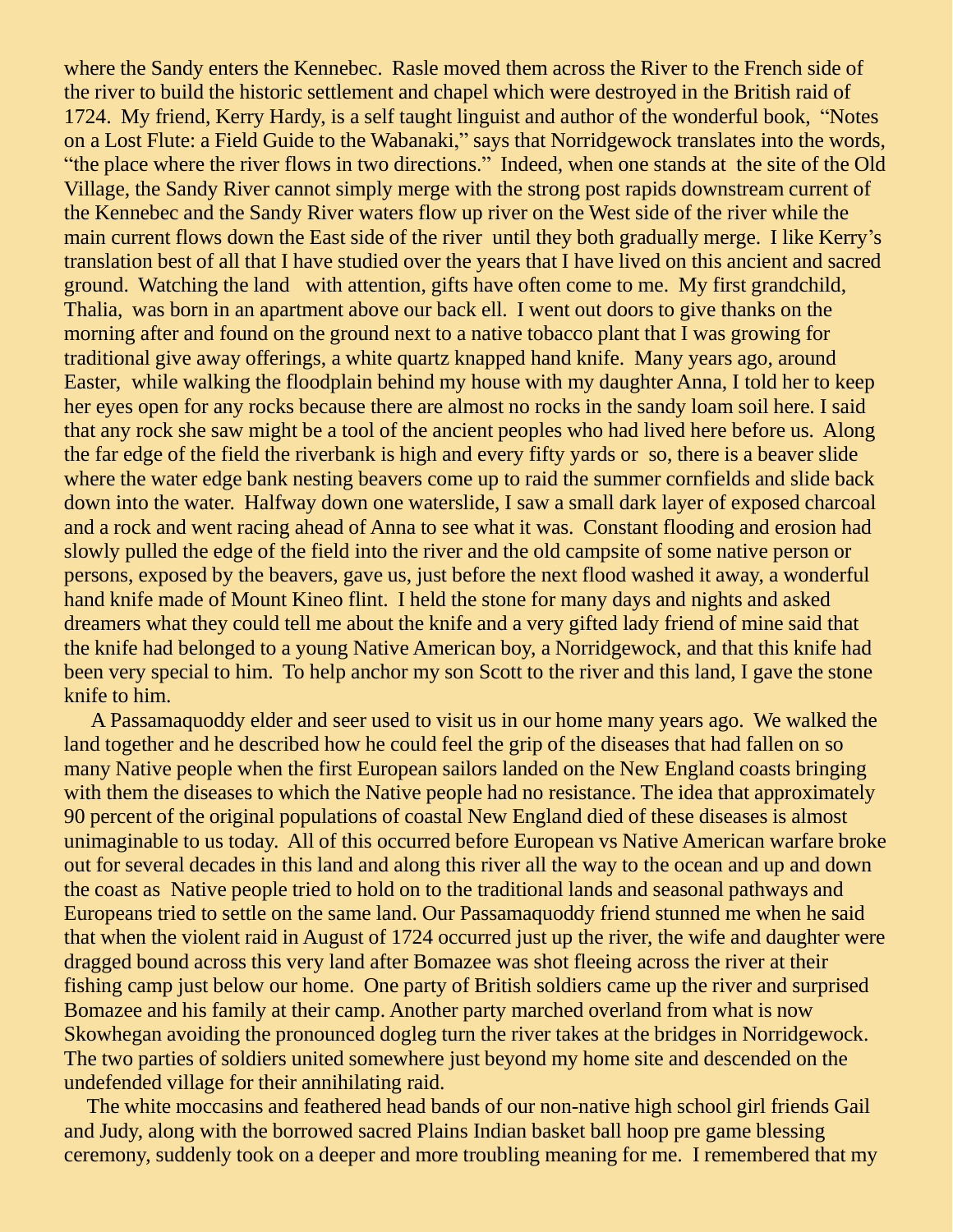where the Sandy enters the Kennebec. Rasle moved them across the River to the French side of the river to build the historic settlement and chapel which were destroyed in the British raid of 1724. My friend, Kerry Hardy, is a self taught linguist and author of the wonderful book, "Notes on a Lost Flute: a Field Guide to the Wabanaki," says that Norridgewock translates into the words, "the place where the river flows in two directions." Indeed, when one stands at the site of the Old Village, the Sandy River cannot simply merge with the strong post rapids downstream current of the Kennebec and the Sandy River waters flow up river on the West side of the river while the main current flows down the East side of the river until they both gradually merge. I like Kerry's translation best of all that I have studied over the years that I have lived on this ancient and sacred ground. Watching the land with attention, gifts have often come to me. My first grandchild, Thalia, was born in an apartment above our back ell. I went out doors to give thanks on the morning after and found on the ground next to a native tobacco plant that I was growing for traditional give away offerings, a white quartz knapped hand knife. Many years ago, around Easter, while walking the floodplain behind my house with my daughter Anna, I told her to keep her eyes open for any rocks because there are almost no rocks in the sandy loam soil here. I said that any rock she saw might be a tool of the ancient peoples who had lived here before us. Along the far edge of the field the riverbank is high and every fifty yards or so, there is a beaver slide where the water edge bank nesting beavers come up to raid the summer cornfields and slide back down into the water. Halfway down one waterslide, I saw a small dark layer of exposed charcoal and a rock and went racing ahead of Anna to see what it was. Constant flooding and erosion had slowly pulled the edge of the field into the river and the old campsite of some native person or persons, exposed by the beavers, gave us, just before the next flood washed it away, a wonderful hand knife made of Mount Kineo flint. I held the stone for many days and nights and asked dreamers what they could tell me about the knife and a very gifted lady friend of mine said that the knife had belonged to a young Native American boy, a Norridgewock, and that this knife had been very special to him. To help anchor my son Scott to the river and this land, I gave the stone knife to him.

A Passamaquoddy elder and seer used to visit us in our home many years ago. We walked the land together and he described how he could feel the grip of the diseases that had fallen on so many Native people when the first European sailors landed on the New England coasts bringing with them the diseases to which the Native people had no resistance. The idea that approximately 90 percent of the original populations of coastal New England died of these diseases is almost unimaginable to us today. All of this occurred before European vs Native American warfare broke out for several decades in this land and along this river all the way to the ocean and up and down the coast as Native people tried to hold on to the traditional lands and seasonal pathways and Europeans tried to settle on the same land. Our Passamaquoddy friend stunned me when he said that when the violent raid in August of 1724 occurred just up the river, the wife and daughter were dragged bound across this very land after Bomazee was shot fleeing across the river at their fishing camp just below our home. One party of British soldiers came up the river and surprised Bomazee and his family at their camp. Another party marched overland from what is now Skowhegan avoiding the pronounced dogleg turn the river takes at the bridges in Norridgewock. The two parties of soldiers united somewhere just beyond my home site and descended on the undefended village for their annihilating raid.

The white moccasins and feathered head bands of our non-native high school girl friends Gail and Judy, along with the borrowed sacred Plains Indian basket ball hoop pre game blessing ceremony, suddenly took on a deeper and more troubling meaning for me. I remembered that my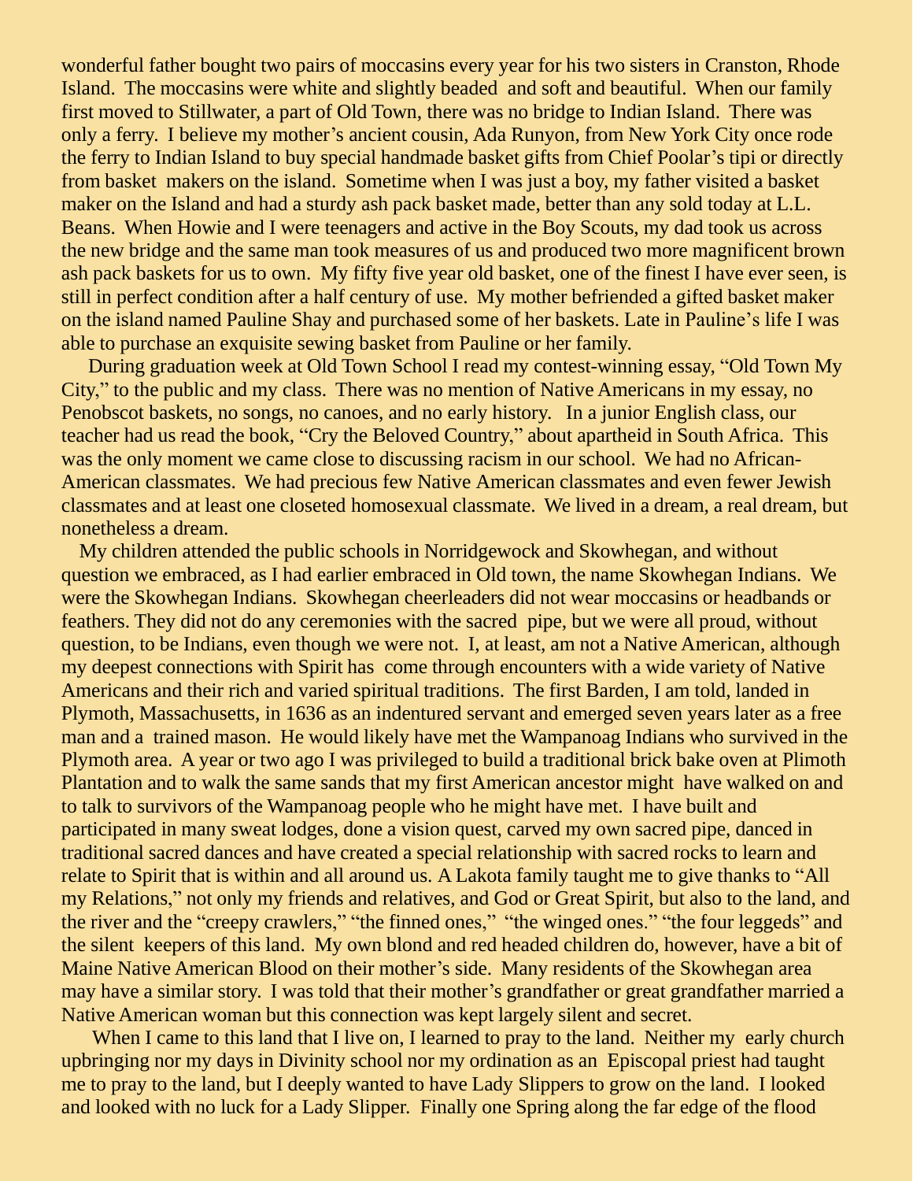wonderful father bought two pairs of moccasins every year for his two sisters in Cranston, Rhode Island. The moccasins were white and slightly beaded and soft and beautiful. When our family first moved to Stillwater, a part of Old Town, there was no bridge to Indian Island. There was only a ferry. I believe my mother's ancient cousin, Ada Runyon, from New York City once rode the ferry to Indian Island to buy special handmade basket gifts from Chief Poolar's tipi or directly from basket makers on the island. Sometime when I was just a boy, my father visited a basket maker on the Island and had a sturdy ash pack basket made, better than any sold today at L.L. Beans. When Howie and I were teenagers and active in the Boy Scouts, my dad took us across the new bridge and the same man took measures of us and produced two more magnificent brown ash pack baskets for us to own. My fifty five year old basket, one of the finest I have ever seen, is still in perfect condition after a half century of use. My mother befriended a gifted basket maker on the island named Pauline Shay and purchased some of her baskets. Late in Pauline's life I was able to purchase an exquisite sewing basket from Pauline or her family.

During graduation week at Old Town School I read my contest-winning essay, "Old Town My City," to the public and my class. There was no mention of Native Americans in my essay, no Penobscot baskets, no songs, no canoes, and no early history. In a junior English class, our teacher had us read the book, "Cry the Beloved Country," about apartheid in South Africa. This was the only moment we came close to discussing racism in our school. We had no African-American classmates. We had precious few Native American classmates and even fewer Jewish classmates and at least one closeted homosexual classmate. We lived in a dream, a real dream, but nonetheless a dream.

My children attended the public schools in Norridgewock and Skowhegan, and without question we embraced, as I had earlier embraced in Old town, the name Skowhegan Indians. We were the Skowhegan Indians. Skowhegan cheerleaders did not wear moccasins or headbands or feathers. They did not do any ceremonies with the sacred pipe, but we were all proud, without question, to be Indians, even though we were not. I, at least, am not a Native American, although my deepest connections with Spirit has come through encounters with a wide variety of Native Americans and their rich and varied spiritual traditions. The first Barden, I am told, landed in Plymoth, Massachusetts, in 1636 as an indentured servant and emerged seven years later as a free man and a trained mason. He would likely have met the Wampanoag Indians who survived in the Plymoth area. A year or two ago I was privileged to build a traditional brick bake oven at Plimoth Plantation and to walk the same sands that my first American ancestor might have walked on and to talk to survivors of the Wampanoag people who he might have met. I have built and participated in many sweat lodges, done a vision quest, carved my own sacred pipe, danced in traditional sacred dances and have created a special relationship with sacred rocks to learn and relate to Spirit that is within and all around us. A Lakota family taught me to give thanks to "All my Relations," not only my friends and relatives, and God or Great Spirit, but also to the land, and the river and the "creepy crawlers," "the finned ones," "the winged ones." "the four leggeds" and the silent keepers of this land. My own blond and red headed children do, however, have a bit of Maine Native American Blood on their mother's side. Many residents of the Skowhegan area may have a similar story. I was told that their mother's grandfather or great grandfather married a Native American woman but this connection was kept largely silent and secret.

When I came to this land that I live on, I learned to pray to the land. Neither my early church upbringing nor my days in Divinity school nor my ordination as an Episcopal priest had taught me to pray to the land, but I deeply wanted to have Lady Slippers to grow on the land. I looked and looked with no luck for a Lady Slipper. Finally one Spring along the far edge of the flood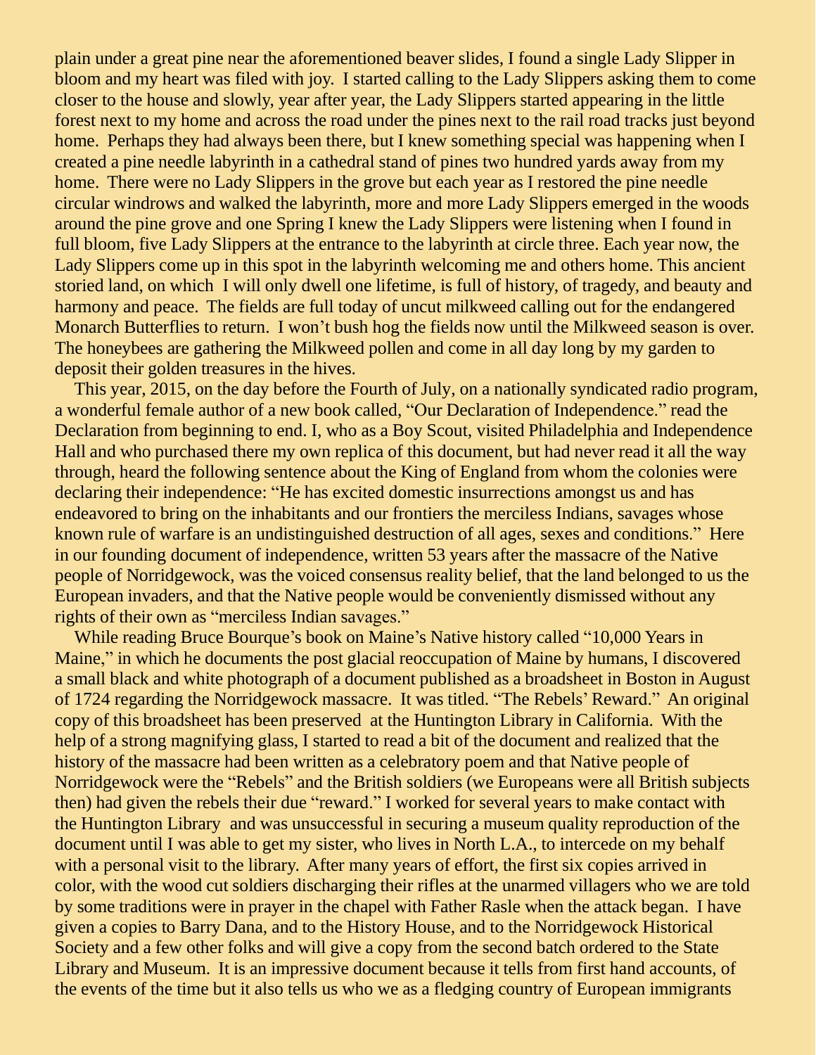plain under a great pine near the aforementioned beaver slides, I found a single Lady Slipper in bloom and my heart was filed with joy. I started calling to the Lady Slippers asking them to come closer to the house and slowly, year after year, the Lady Slippers started appearing in the little forest next to my home and across the road under the pines next to the rail road tracks just beyond home. Perhaps they had always been there, but I knew something special was happening when I created a pine needle labyrinth in a cathedral stand of pines two hundred yards away from my home. There were no Lady Slippers in the grove but each year as I restored the pine needle circular windrows and walked the labyrinth, more and more Lady Slippers emerged in the woods around the pine grove and one Spring I knew the Lady Slippers were listening when I found in full bloom, five Lady Slippers at the entrance to the labyrinth at circle three. Each year now, the Lady Slippers come up in this spot in the labyrinth welcoming me and others home. This ancient storied land, on which I will only dwell one lifetime, is full of history, of tragedy, and beauty and harmony and peace. The fields are full today of uncut milkweed calling out for the endangered Monarch Butterflies to return. I won't bush hog the fields now until the Milkweed season is over. The honeybees are gathering the Milkweed pollen and come in all day long by my garden to deposit their golden treasures in the hives.

This year, 2015, on the day before the Fourth of July, on a nationally syndicated radio program, a wonderful female author of a new book called, "Our Declaration of Independence." read the Declaration from beginning to end. I, who as a Boy Scout, visited Philadelphia and Independence Hall and who purchased there my own replica of this document, but had never read it all the way through, heard the following sentence about the King of England from whom the colonies were declaring their independence: "He has excited domestic insurrections amongst us and has endeavored to bring on the inhabitants and our frontiers the merciless Indians, savages whose known rule of warfare is an undistinguished destruction of all ages, sexes and conditions." Here in our founding document of independence, written 53 years after the massacre of the Native people of Norridgewock, was the voiced consensus reality belief, that the land belonged to us the European invaders, and that the Native people would be conveniently dismissed without any rights of their own as "merciless Indian savages."

While reading Bruce Bourque's book on Maine's Native history called "10,000 Years in Maine," in which he documents the post glacial reoccupation of Maine by humans, I discovered a small black and white photograph of a document published as a broadsheet in Boston in August of 1724 regarding the Norridgewock massacre. It was titled. "The Rebels' Reward." An original copy of this broadsheet has been preserved at the Huntington Library in California. With the help of a strong magnifying glass, I started to read a bit of the document and realized that the history of the massacre had been written as a celebratory poem and that Native people of Norridgewock were the "Rebels" and the British soldiers (we Europeans were all British subjects then) had given the rebels their due "reward." I worked for several years to make contact with the Huntington Library and was unsuccessful in securing a museum quality reproduction of the document until I was able to get my sister, who lives in North L.A., to intercede on my behalf with a personal visit to the library. After many years of effort, the first six copies arrived in color, with the wood cut soldiers discharging their rifles at the unarmed villagers who we are told by some traditions were in prayer in the chapel with Father Rasle when the attack began. I have given a copies to Barry Dana, and to the History House, and to the Norridgewock Historical Society and a few other folks and will give a copy from the second batch ordered to the State Library and Museum. It is an impressive document because it tells from first hand accounts, of the events of the time but it also tells us who we as a fledging country of European immigrants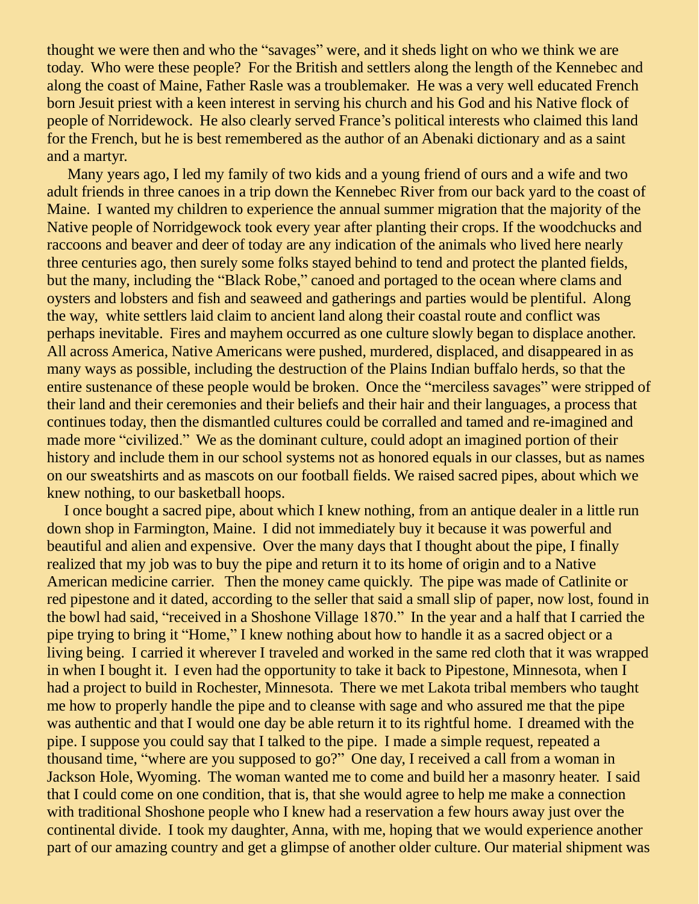thought we were then and who the "savages" were, and it sheds light on who we think we are today. Who were these people? For the British and settlers along the length of the Kennebec and along the coast of Maine, Father Rasle was a troublemaker. He was a very well educated French born Jesuit priest with a keen interest in serving his church and his God and his Native flock of people of Norridewock. He also clearly served France's political interests who claimed this land for the French, but he is best remembered as the author of an Abenaki dictionary and as a saint and a martyr.

Many years ago, I led my family of two kids and a young friend of ours and a wife and two adult friends in three canoes in a trip down the Kennebec River from our back yard to the coast of Maine. I wanted my children to experience the annual summer migration that the majority of the Native people of Norridgewock took every year after planting their crops. If the woodchucks and raccoons and beaver and deer of today are any indication of the animals who lived here nearly three centuries ago, then surely some folks stayed behind to tend and protect the planted fields, but the many, including the "Black Robe," canoed and portaged to the ocean where clams and oysters and lobsters and fish and seaweed and gatherings and parties would be plentiful. Along the way, white settlers laid claim to ancient land along their coastal route and conflict was perhaps inevitable. Fires and mayhem occurred as one culture slowly began to displace another. All across America, Native Americans were pushed, murdered, displaced, and disappeared in as many ways as possible, including the destruction of the Plains Indian buffalo herds, so that the entire sustenance of these people would be broken. Once the "merciless savages" were stripped of their land and their ceremonies and their beliefs and their hair and their languages, a process that continues today, then the dismantled cultures could be corralled and tamed and re-imagined and made more "civilized." We as the dominant culture, could adopt an imagined portion of their history and include them in our school systems not as honored equals in our classes, but as names on our sweatshirts and as mascots on our football fields. We raised sacred pipes, about which we knew nothing, to our basketball hoops.

I once bought a sacred pipe, about which I knew nothing, from an antique dealer in a little run down shop in Farmington, Maine. I did not immediately buy it because it was powerful and beautiful and alien and expensive. Over the many days that I thought about the pipe, I finally realized that my job was to buy the pipe and return it to its home of origin and to a Native American medicine carrier. Then the money came quickly. The pipe was made of Catlinite or red pipestone and it dated, according to the seller that said a small slip of paper, now lost, found in the bowl had said, "received in a Shoshone Village 1870." In the year and a half that I carried the pipe trying to bring it "Home," I knew nothing about how to handle it as a sacred object or a living being. I carried it wherever I traveled and worked in the same red cloth that it was wrapped in when I bought it. I even had the opportunity to take it back to Pipestone, Minnesota, when I had a project to build in Rochester, Minnesota. There we met Lakota tribal members who taught me how to properly handle the pipe and to cleanse with sage and who assured me that the pipe was authentic and that I would one day be able return it to its rightful home. I dreamed with the pipe. I suppose you could say that I talked to the pipe. I made a simple request, repeated a thousand time, "where are you supposed to go?" One day, I received a call from a woman in Jackson Hole, Wyoming. The woman wanted me to come and build her a masonry heater. I said that I could come on one condition, that is, that she would agree to help me make a connection with traditional Shoshone people who I knew had a reservation a few hours away just over the continental divide. I took my daughter, Anna, with me, hoping that we would experience another part of our amazing country and get a glimpse of another older culture. Our material shipment was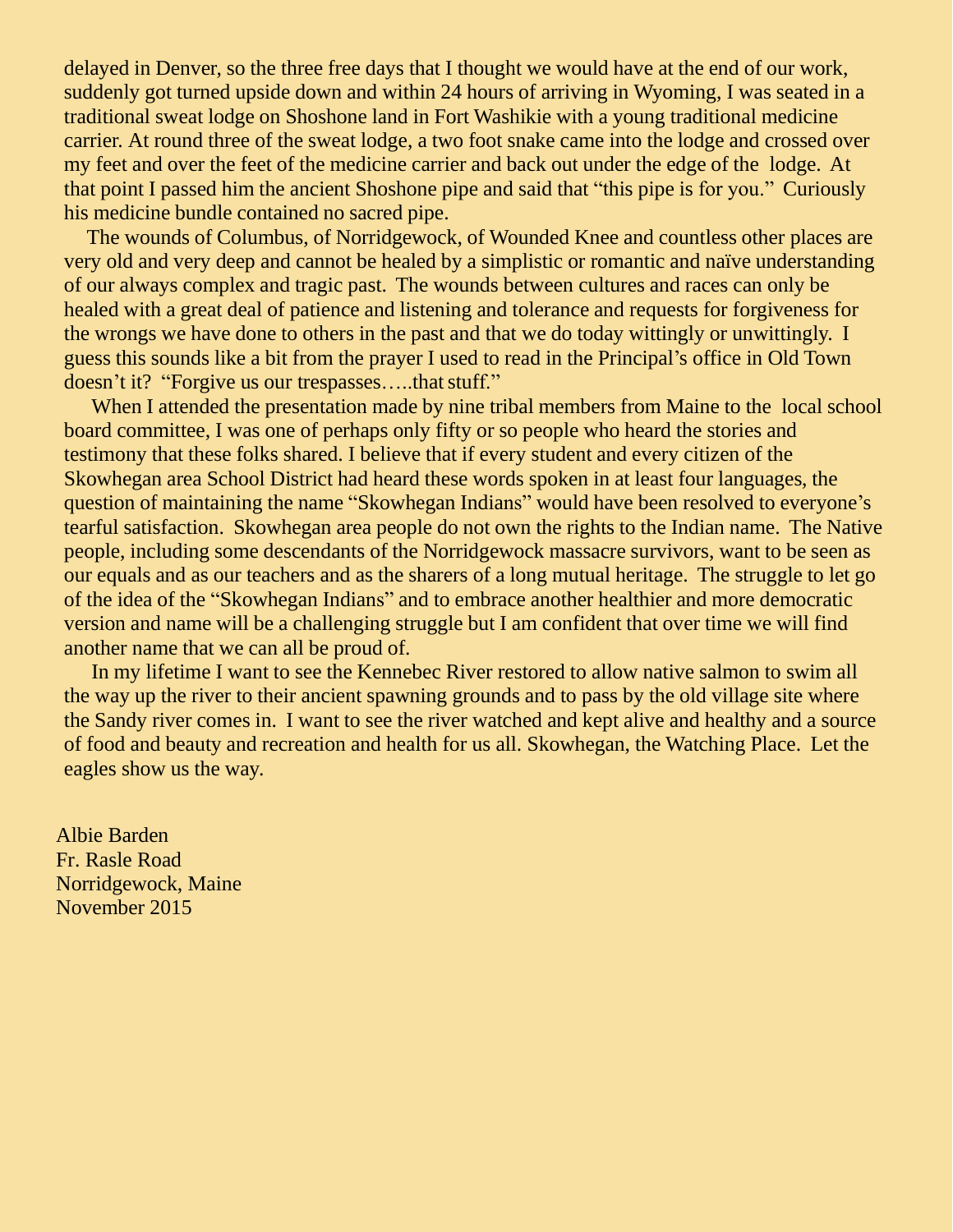delayed in Denver, so the three free days that I thought we would have at the end of our work, suddenly got turned upside down and within 24 hours of arriving in Wyoming, I was seated in a traditional sweat lodge on Shoshone land in Fort Washikie with a young traditional medicine carrier. At round three of the sweat lodge, a two foot snake came into the lodge and crossed over my feet and over the feet of the medicine carrier and back out under the edge of the lodge. At that point I passed him the ancient Shoshone pipe and said that "this pipe is for you." Curiously his medicine bundle contained no sacred pipe.

The wounds of Columbus, of Norridgewock, of Wounded Knee and countless other places are very old and very deep and cannot be healed by a simplistic or romantic and naïve understanding of our always complex and tragic past. The wounds between cultures and races can only be healed with a great deal of patience and listening and tolerance and requests for forgiveness for the wrongs we have done to others in the past and that we do today wittingly or unwittingly. I guess this sounds like a bit from the prayer I used to read in the Principal's office in Old Town doesn't it? "Forgive us our trespasses…..that stuff."

When I attended the presentation made by nine tribal members from Maine to the local school board committee, I was one of perhaps only fifty or so people who heard the stories and testimony that these folks shared. I believe that if every student and every citizen of the Skowhegan area School District had heard these words spoken in at least four languages, the question of maintaining the name "Skowhegan Indians" would have been resolved to everyone's tearful satisfaction. Skowhegan area people do not own the rights to the Indian name. The Native people, including some descendants of the Norridgewock massacre survivors, want to be seen as our equals and as our teachers and as the sharers of a long mutual heritage. The struggle to let go of the idea of the "Skowhegan Indians" and to embrace another healthier and more democratic version and name will be a challenging struggle but I am confident that over time we will find another name that we can all be proud of.

In my lifetime I want to see the Kennebec River restored to allow native salmon to swim all the way up the river to their ancient spawning grounds and to pass by the old village site where the Sandy river comes in. I want to see the river watched and kept alive and healthy and a source of food and beauty and recreation and health for us all. Skowhegan, the Watching Place. Let the eagles show us the way.

Albie Barden
Fr. Rasle Road
Norridgewock, Maine
November 2015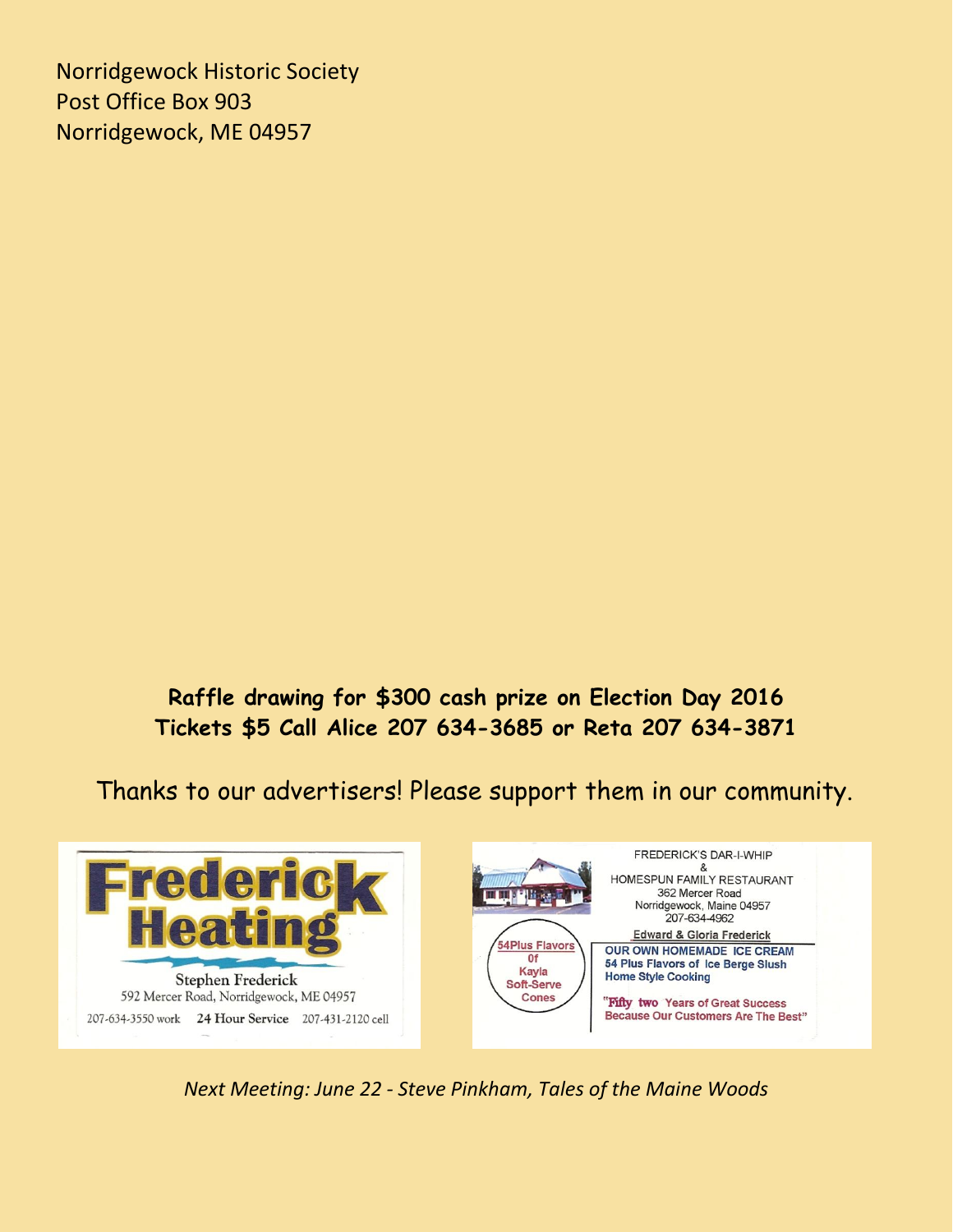Norridgewock Historic Society
Post Office Box 903
Norridgewock, ME 04957

**Raffle drawing for $300 cash prize on Election Day 2016**
**Tickets $5 Call Alice 207 634-3685 or Reta 207 634-3871**

Thanks to our advertisers! Please support them in our community.

Frederick Heating
Stephen Frederick
592 Mercer Road, Norridgewock, ME 04957
207-634-3550 work 24 Hour Service 207-431-2120 cell

FREDERICK'S DAR-I-WHIP
&
HOMESPUN FAMILY RESTAURANT
362 Mercer Road
Norridgewock, Maine 04957
207-634-4962
Edward & Gloria Frederick

54Plus Flavors Of Kayla Soft-Serve Cones

OUR OWN HOMEMADE ICE CREAM
54 Plus Flavors of Ice Berge Slush
Home Style Cooking

"Fifty two Years of Great Success Because Our Customers Are The Best"

*Next Meeting: June 22 - Steve Pinkham, Tales of the Maine Woods*